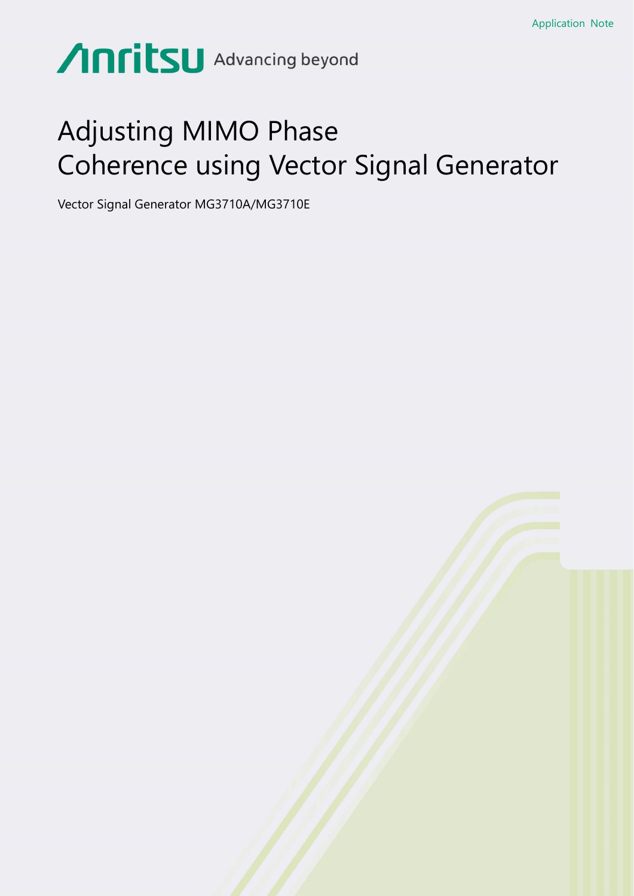Application Note

Anritsu Advancing beyond

# Adjusting MIMO Phase Coherence using Vector Signal Generator

Vector Signal Generator MG3710A/MG3710E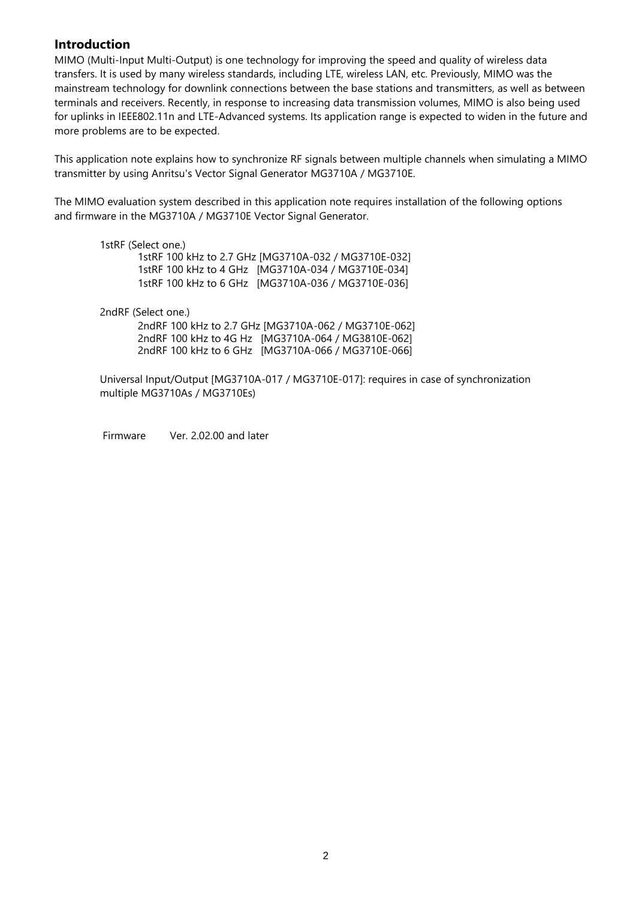## Introduction

MIMO (Multi-Input Multi-Output) is one technology for improving the speed and quality of wireless data transfers. It is used by many wireless standards, including LTE, wireless LAN, etc. Previously, MIMO was the mainstream technology for downlink connections between the base stations and transmitters, as well as between terminals and receivers. Recently, in response to increasing data transmission volumes, MIMO is also being used for uplinks in IEEE802.11n and LTE-Advanced systems. Its application range is expected to widen in the future and more problems are to be expected.

This application note explains how to synchronize RF signals between multiple channels when simulating a MIMO transmitter by using Anritsu's Vector Signal Generator MG3710A / MG3710E.

The MIMO evaluation system described in this application note requires installation of the following options and firmware in the MG3710A / MG3710E Vector Signal Generator.

1stRF (Select one.)
- 1stRF 100 kHz to 2.7 GHz [MG3710A-032 / MG3710E-032]
- 1stRF 100 kHz to 4 GHz [MG3710A-034 / MG3710E-034]
- 1stRF 100 kHz to 6 GHz [MG3710A-036 / MG3710E-036]

2ndRF (Select one.)
- 2ndRF 100 kHz to 2.7 GHz [MG3710A-062 / MG3710E-062]
- 2ndRF 100 kHz to 4G Hz [MG3710A-064 / MG3810E-062]
- 2ndRF 100 kHz to 6 GHz [MG3710A-066 / MG3710E-066]

Universal Input/Output [MG3710A-017 / MG3710E-017]: requires in case of synchronization multiple MG3710As / MG3710Es)

Firmware Ver. 2.02.00 and later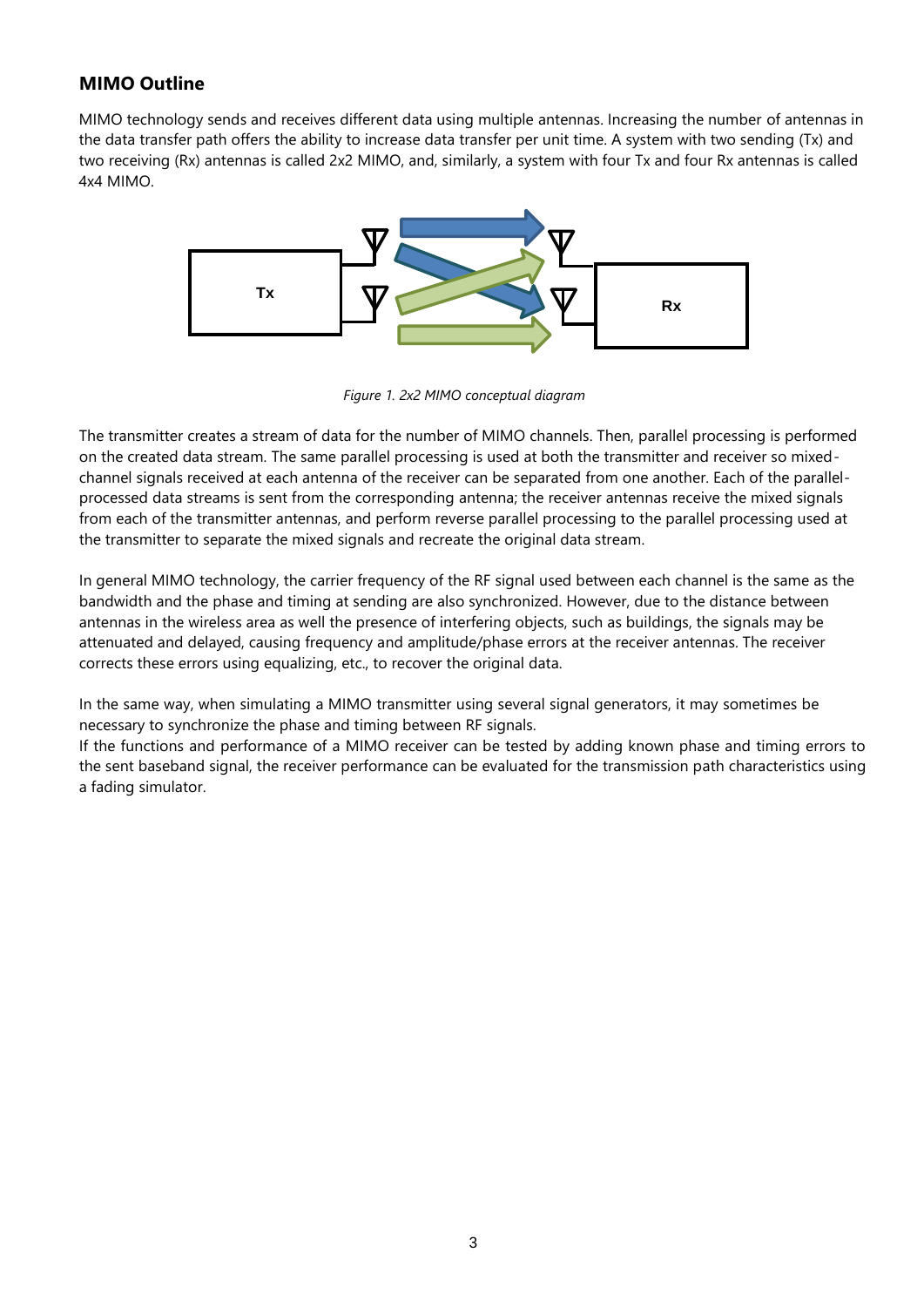## MIMO Outline

MIMO technology sends and receives different data using multiple antennas. Increasing the number of antennas in the data transfer path offers the ability to increase data transfer per unit time. A system with two sending (Tx) and two receiving (Rx) antennas is called 2x2 MIMO, and, similarly, a system with four Tx and four Rx antennas is called 4x4 MIMO.

*Figure 1. 2x2 MIMO conceptual diagram*

The transmitter creates a stream of data for the number of MIMO channels. Then, parallel processing is performed on the created data stream. The same parallel processing is used at both the transmitter and receiver so mixed-channel signals received at each antenna of the receiver can be separated from one another. Each of the parallel-processed data streams is sent from the corresponding antenna; the receiver antennas receive the mixed signals from each of the transmitter antennas, and perform reverse parallel processing to the parallel processing used at the transmitter to separate the mixed signals and recreate the original data stream.

In general MIMO technology, the carrier frequency of the RF signal used between each channel is the same as the bandwidth and the phase and timing at sending are also synchronized. However, due to the distance between antennas in the wireless area as well the presence of interfering objects, such as buildings, the signals may be attenuated and delayed, causing frequency and amplitude/phase errors at the receiver antennas. The receiver corrects these errors using equalizing, etc., to recover the original data.

In the same way, when simulating a MIMO transmitter using several signal generators, it may sometimes be necessary to synchronize the phase and timing between RF signals.
If the functions and performance of a MIMO receiver can be tested by adding known phase and timing errors to the sent baseband signal, the receiver performance can be evaluated for the transmission path characteristics using a fading simulator.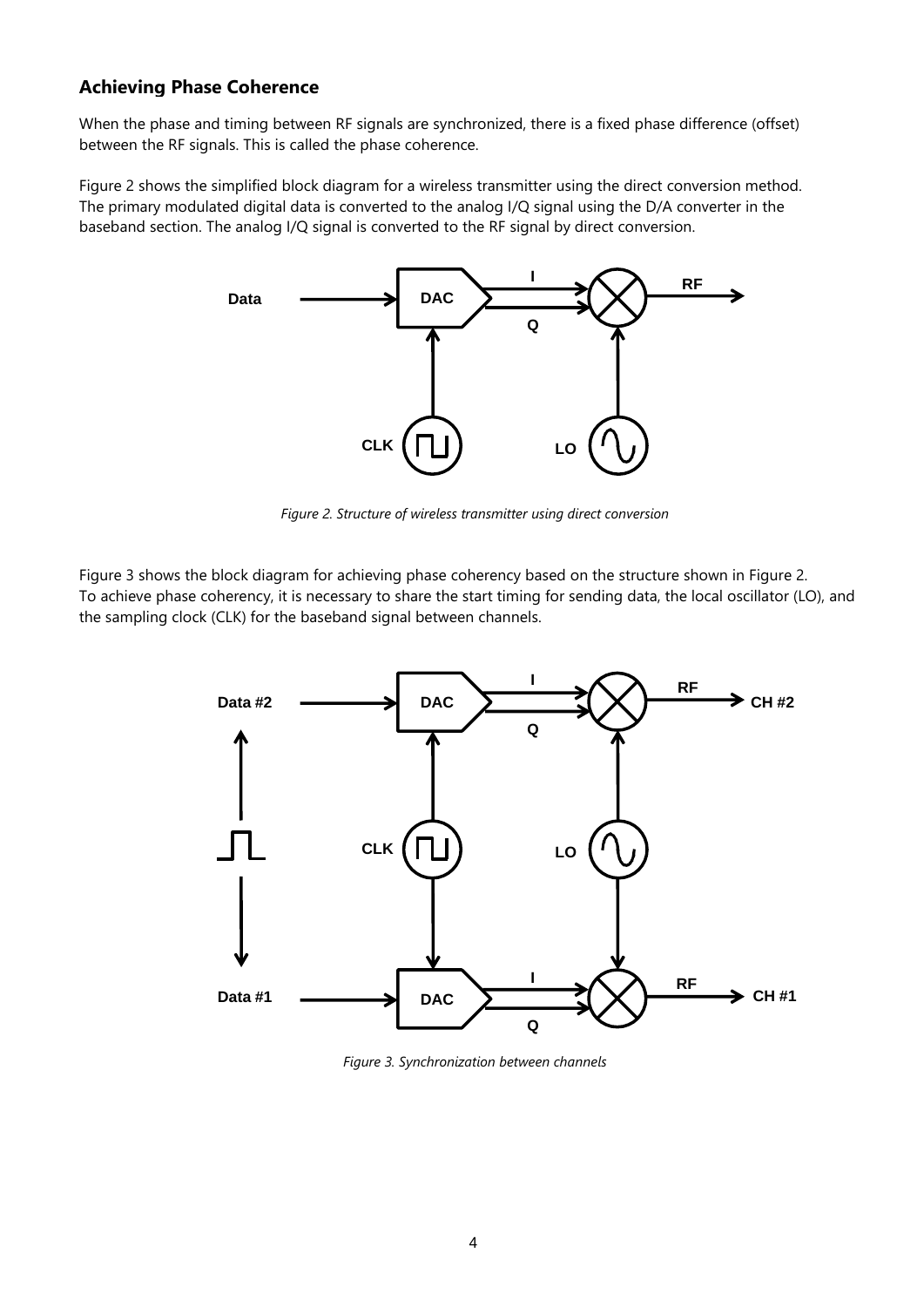## Achieving Phase Coherence

When the phase and timing between RF signals are synchronized, there is a fixed phase difference (offset) between the RF signals. This is called the phase coherence.

Figure 2 shows the simplified block diagram for a wireless transmitter using the direct conversion method. The primary modulated digital data is converted to the analog I/Q signal using the D/A converter in the baseband section. The analog I/Q signal is converted to the RF signal by direct conversion.

*Figure 2. Structure of wireless transmitter using direct conversion*

Figure 3 shows the block diagram for achieving phase coherency based on the structure shown in Figure 2. To achieve phase coherency, it is necessary to share the start timing for sending data, the local oscillator (LO), and the sampling clock (CLK) for the baseband signal between channels.

*Figure 3. Synchronization between channels*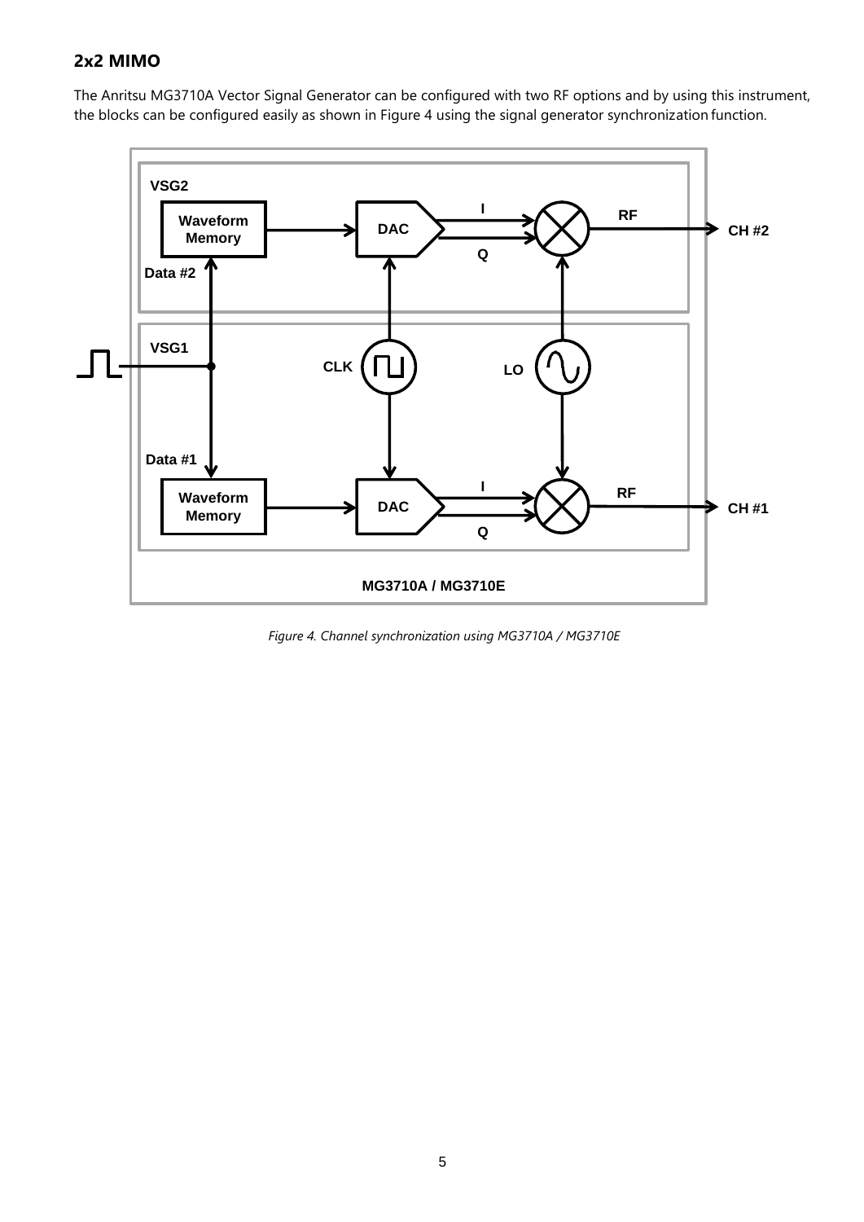## 2x2 MIMO

The Anritsu MG3710A Vector Signal Generator can be configured with two RF options and by using this instrument, the blocks can be configured easily as shown in Figure 4 using the signal generator synchronization function.

*Figure 4. Channel synchronization using MG3710A / MG3710E*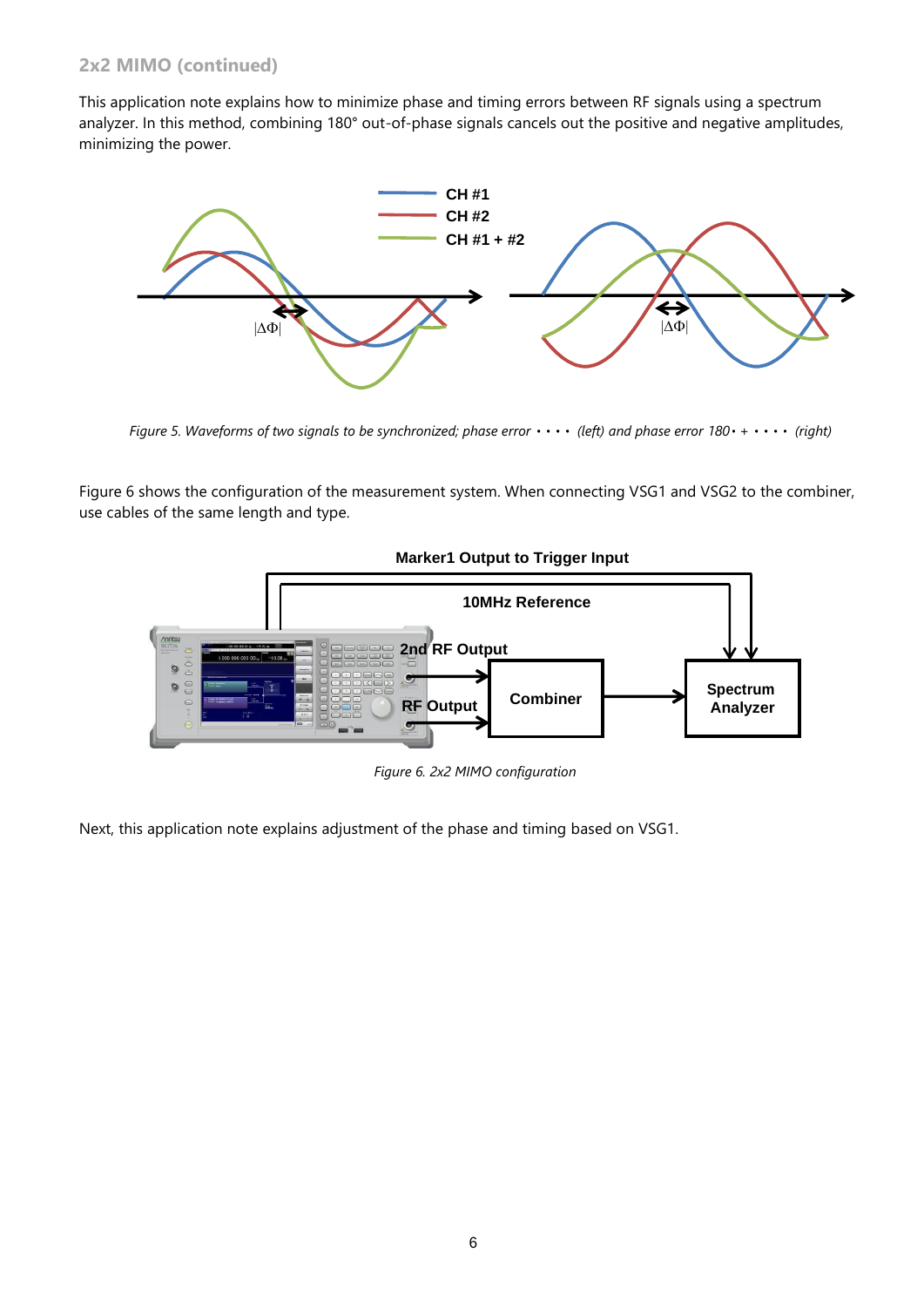### 2x2 MIMO (continued)

This application note explains how to minimize phase and timing errors between RF signals using a spectrum analyzer. In this method, combining 180° out-of-phase signals cancels out the positive and negative amplitudes, minimizing the power.

*Figure 5. Waveforms of two signals to be synchronized; phase error • • • • (left) and phase error 180• + • • • • (right)*

Figure 6 shows the configuration of the measurement system. When connecting VSG1 and VSG2 to the combiner, use cables of the same length and type.

*Figure 6. 2x2 MIMO configuration*

Next, this application note explains adjustment of the phase and timing based on VSG1.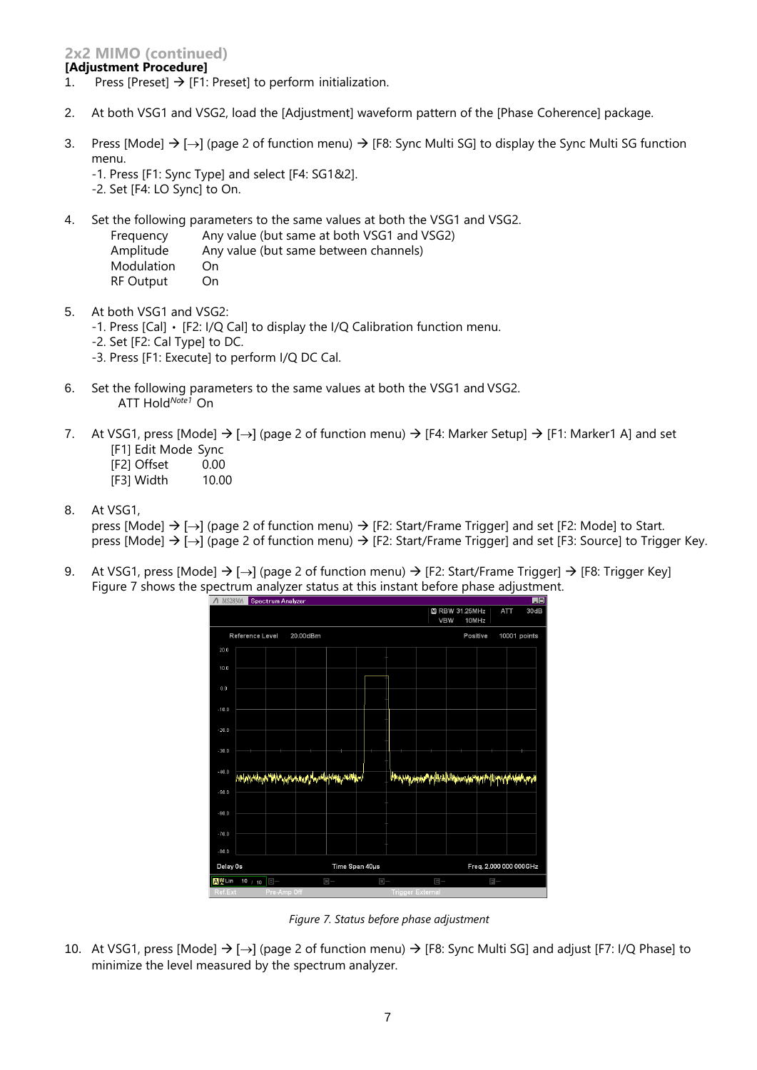## 2x2 MIMO (continued)

**[Adjustment Procedure]**

1. Press [Preset] → [F1: Preset] to perform initialization.

2. At both VSG1 and VSG2, load the [Adjustment] waveform pattern of the [Phase Coherence] package.

3. Press [Mode] → [→] (page 2 of function menu) → [F8: Sync Multi SG] to display the Sync Multi SG function menu.
   -1. Press [F1: Sync Type] and select [F4: SG1&2].
   -2. Set [F4: LO Sync] to On.

4. Set the following parameters to the same values at both the VSG1 and VSG2.

   | | |
   |---|---|
   | Frequency | Any value (but same at both VSG1 and VSG2) |
   | Amplitude | Any value (but same between channels) |
   | Modulation | On |
   | RF Output | On |

5. At both VSG1 and VSG2:
   -1. Press [Cal] • [F2: I/Q Cal] to display the I/Q Calibration function menu.
   -2. Set [F2: Cal Type] to DC.
   -3. Press [F1: Execute] to perform I/Q DC Cal.

6. Set the following parameters to the same values at both the VSG1 and VSG2.
   ATT Hold*Note1* On

7. At VSG1, press [Mode] → [→] (page 2 of function menu) → [F4: Marker Setup] → [F1: Marker1 A] and set

   | | |
   |---|---|
   | [F1] Edit Mode | Sync |
   | [F2] Offset | 0.00 |
   | [F3] Width | 10.00 |

8. At VSG1,
   press [Mode] → [→] (page 2 of function menu) → [F2: Start/Frame Trigger] and set [F2: Mode] to Start.
   press [Mode] → [→] (page 2 of function menu) → [F2: Start/Frame Trigger] and set [F3: Source] to Trigger Key.

9. At VSG1, press [Mode] → [→] (page 2 of function menu) → [F2: Start/Frame Trigger] → [F8: Trigger Key]
   Figure 7 shows the spectrum analyzer status at this instant before phase adjustment.

*Figure 7. Status before phase adjustment*

10. At VSG1, press [Mode] → [→] (page 2 of function menu) → [F8: Sync Multi SG] and adjust [F7: I/Q Phase] to minimize the level measured by the spectrum analyzer.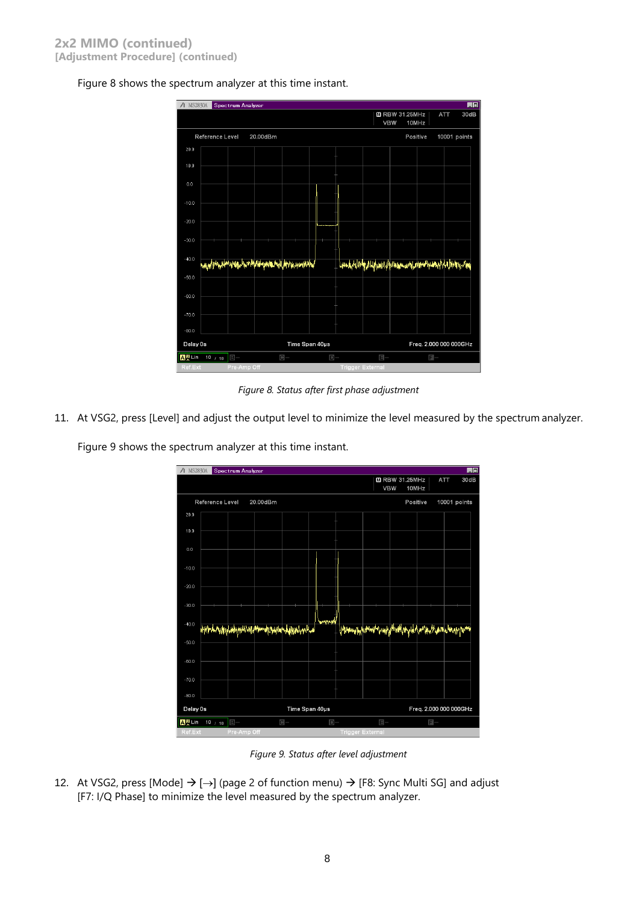## 2x2 MIMO (continued)

### [Adjustment Procedure] (continued)

Figure 8 shows the spectrum analyzer at this time instant.

*Figure 8. Status after first phase adjustment*

11. At VSG2, press [Level] and adjust the output level to minimize the level measured by the spectrum analyzer.

    Figure 9 shows the spectrum analyzer at this time instant.

*Figure 9. Status after level adjustment*

12. At VSG2, press [Mode] → [→] (page 2 of function menu) → [F8: Sync Multi SG] and adjust [F7: I/Q Phase] to minimize the level measured by the spectrum analyzer.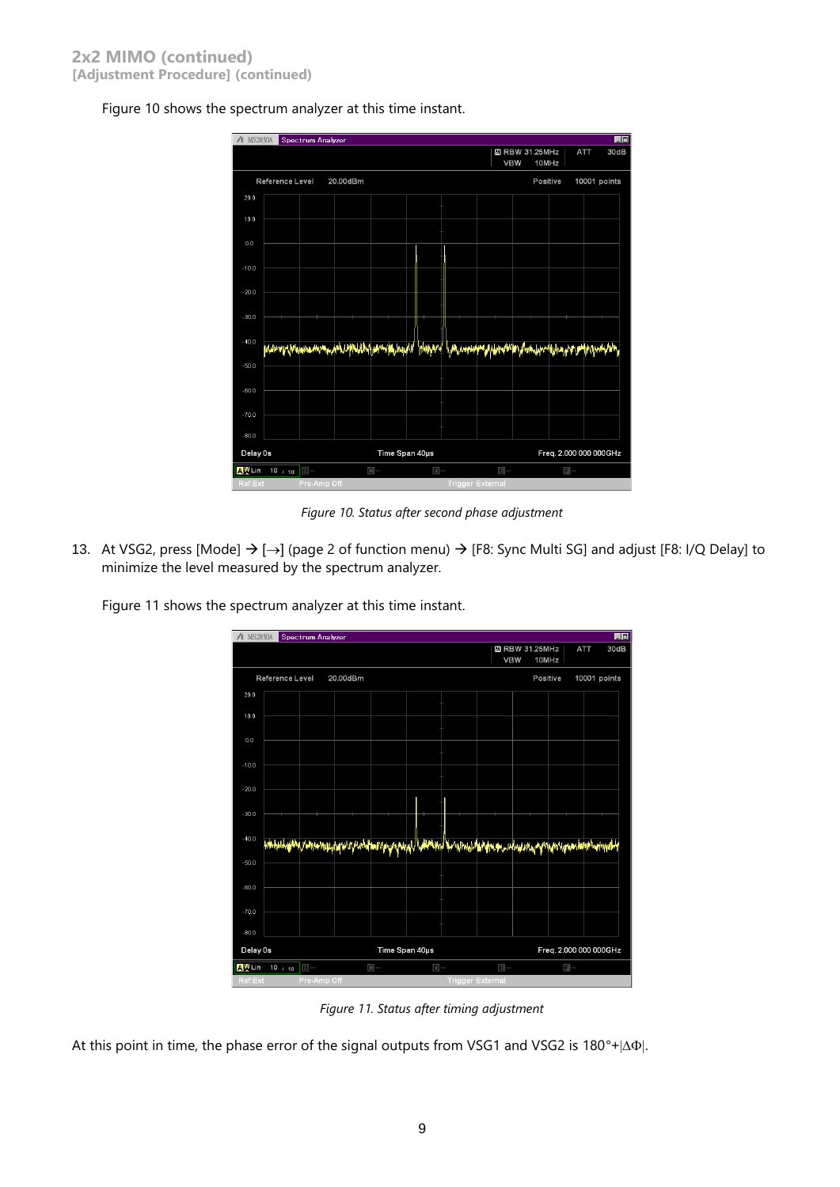Figure 10 shows the spectrum analyzer at this time instant.

*Figure 10. Status after second phase adjustment*

13. At VSG2, press [Mode] → [→] (page 2 of function menu) → [F8: Sync Multi SG] and adjust [F8: I/Q Delay] to minimize the level measured by the spectrum analyzer.

Figure 11 shows the spectrum analyzer at this time instant.

*Figure 11. Status after timing adjustment*

At this point in time, the phase error of the signal outputs from VSG1 and VSG2 is $180°+|\Delta\Phi|$.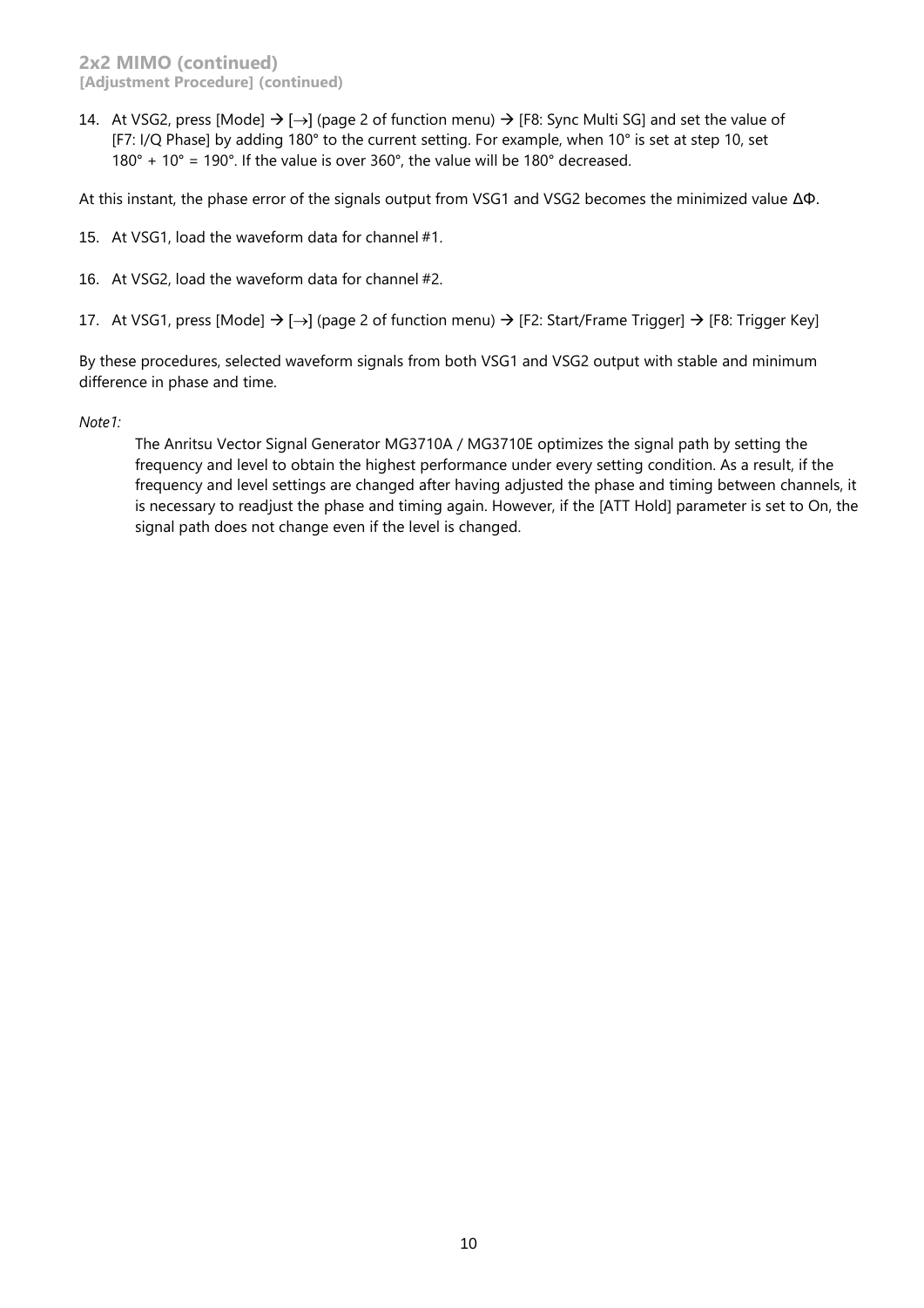**2x2 MIMO (continued)**
**[Adjustment Procedure] (continued)**

14. At VSG2, press [Mode] → [→] (page 2 of function menu) → [F8: Sync Multi SG] and set the value of [F7: I/Q Phase] by adding 180° to the current setting. For example, when 10° is set at step 10, set 180° + 10° = 190°. If the value is over 360°, the value will be 180° decreased.

At this instant, the phase error of the signals output from VSG1 and VSG2 becomes the minimized value ΔΦ.

15. At VSG1, load the waveform data for channel #1.

16. At VSG2, load the waveform data for channel #2.

17. At VSG1, press [Mode] → [→] (page 2 of function menu) → [F2: Start/Frame Trigger] → [F8: Trigger Key]

By these procedures, selected waveform signals from both VSG1 and VSG2 output with stable and minimum difference in phase and time.

*Note1:*

The Anritsu Vector Signal Generator MG3710A / MG3710E optimizes the signal path by setting the frequency and level to obtain the highest performance under every setting condition. As a result, if the frequency and level settings are changed after having adjusted the phase and timing between channels, it is necessary to readjust the phase and timing again. However, if the [ATT Hold] parameter is set to On, the signal path does not change even if the level is changed.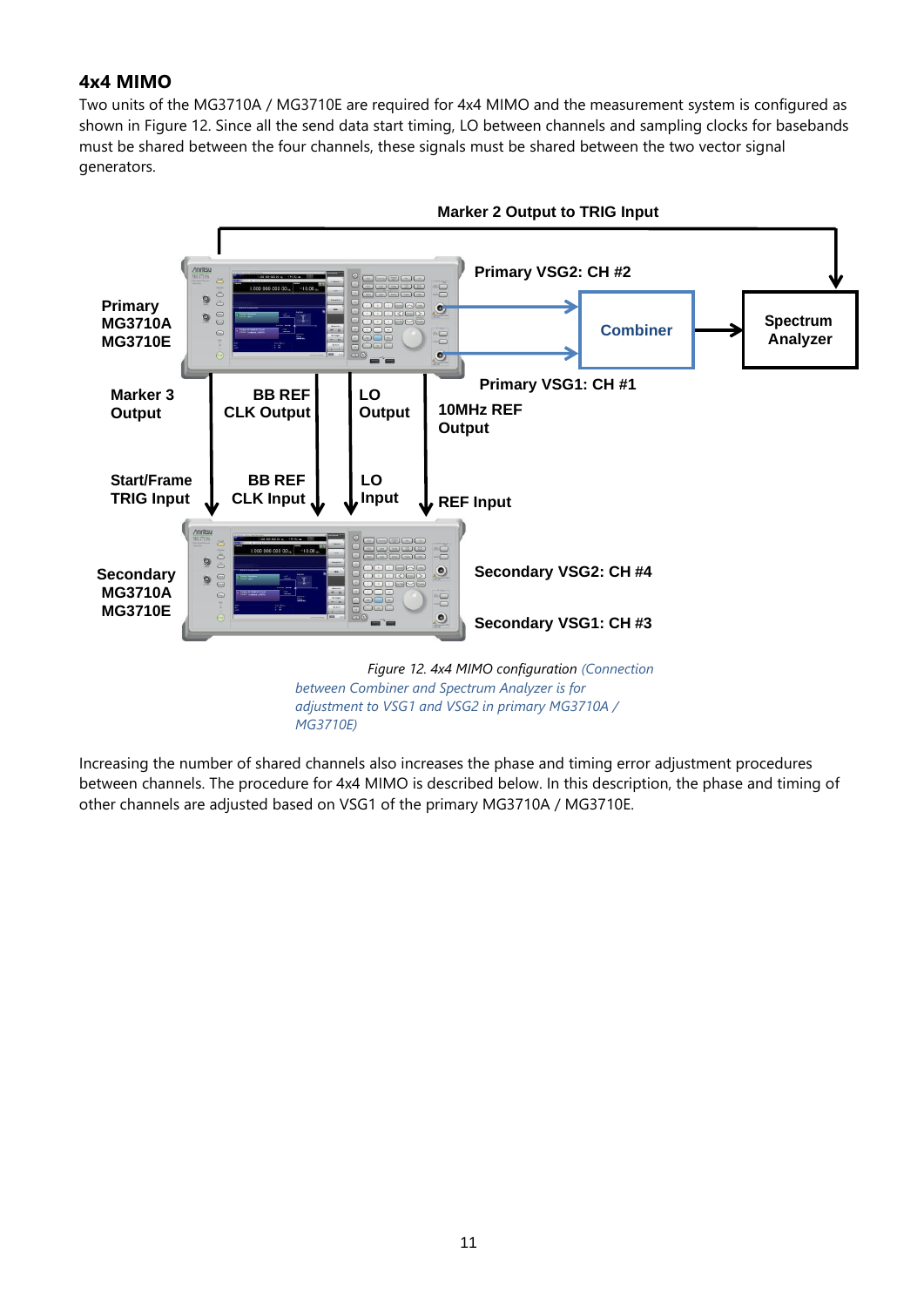### 4x4 MIMO

Two units of the MG3710A / MG3710E are required for 4x4 MIMO and the measurement system is configured as shown in Figure 12. Since all the send data start timing, LO between channels and sampling clocks for basebands must be shared between the four channels, these signals must be shared between the two vector signal generators.

*Figure 12. 4x4 MIMO configuration (Connection between Combiner and Spectrum Analyzer is for adjustment to VSG1 and VSG2 in primary MG3710A / MG3710E)*

Increasing the number of shared channels also increases the phase and timing error adjustment procedures between channels. The procedure for 4x4 MIMO is described below. In this description, the phase and timing of other channels are adjusted based on VSG1 of the primary MG3710A / MG3710E.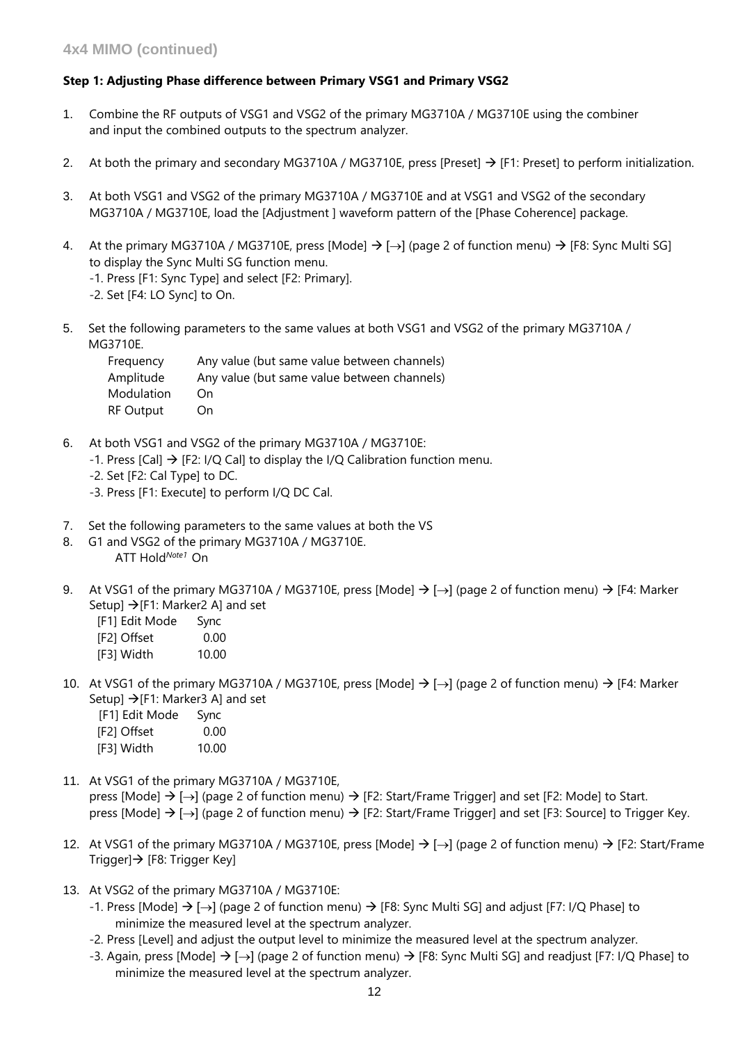## 4x4 MIMO (continued)

**Step 1: Adjusting Phase difference between Primary VSG1 and Primary VSG2**

1. Combine the RF outputs of VSG1 and VSG2 of the primary MG3710A / MG3710E using the combiner and input the combined outputs to the spectrum analyzer.

2. At both the primary and secondary MG3710A / MG3710E, press [Preset] → [F1: Preset] to perform initialization.

3. At both VSG1 and VSG2 of the primary MG3710A / MG3710E and at VSG1 and VSG2 of the secondary MG3710A / MG3710E, load the [Adjustment ] waveform pattern of the [Phase Coherence] package.

4. At the primary MG3710A / MG3710E, press [Mode] → [→] (page 2 of function menu) → [F8: Sync Multi SG] to display the Sync Multi SG function menu.
   -1. Press [F1: Sync Type] and select [F2: Primary].
   -2. Set [F4: LO Sync] to On.

5. Set the following parameters to the same values at both VSG1 and VSG2 of the primary MG3710A / MG3710E.

   | | |
   |---|---|
   | Frequency | Any value (but same value between channels) |
   | Amplitude | Any value (but same value between channels) |
   | Modulation | On |
   | RF Output | On |

6. At both VSG1 and VSG2 of the primary MG3710A / MG3710E:
   -1. Press [Cal] → [F2: I/Q Cal] to display the I/Q Calibration function menu.
   -2. Set [F2: Cal Type] to DC.
   -3. Press [F1: Execute] to perform I/Q DC Cal.

7. Set the following parameters to the same values at both the VS
8. G1 and VSG2 of the primary MG3710A / MG3710E.
   ATT Hold*Note1* On

9. At VSG1 of the primary MG3710A / MG3710E, press [Mode] → [→] (page 2 of function menu) → [F4: Marker Setup] →[F1: Marker2 A] and set

   | | |
   |---|---|
   | [F1] Edit Mode | Sync |
   | [F2] Offset | 0.00 |
   | [F3] Width | 10.00 |

10. At VSG1 of the primary MG3710A / MG3710E, press [Mode] → [→] (page 2 of function menu) → [F4: Marker Setup] →[F1: Marker3 A] and set

    | | |
    |---|---|
    | [F1] Edit Mode | Sync |
    | [F2] Offset | 0.00 |
    | [F3] Width | 10.00 |

11. At VSG1 of the primary MG3710A / MG3710E,
    press [Mode] → [→] (page 2 of function menu) → [F2: Start/Frame Trigger] and set [F2: Mode] to Start.
    press [Mode] → [→] (page 2 of function menu) → [F2: Start/Frame Trigger] and set [F3: Source] to Trigger Key.

12. At VSG1 of the primary MG3710A / MG3710E, press [Mode] → [→] (page 2 of function menu) → [F2: Start/Frame Trigger]→ [F8: Trigger Key]

13. At VSG2 of the primary MG3710A / MG3710E:
    -1. Press [Mode] → [→] (page 2 of function menu) → [F8: Sync Multi SG] and adjust [F7: I/Q Phase] to minimize the measured level at the spectrum analyzer.
    -2. Press [Level] and adjust the output level to minimize the measured level at the spectrum analyzer.
    -3. Again, press [Mode] → [→] (page 2 of function menu) → [F8: Sync Multi SG] and readjust [F7: I/Q Phase] to minimize the measured level at the spectrum analyzer.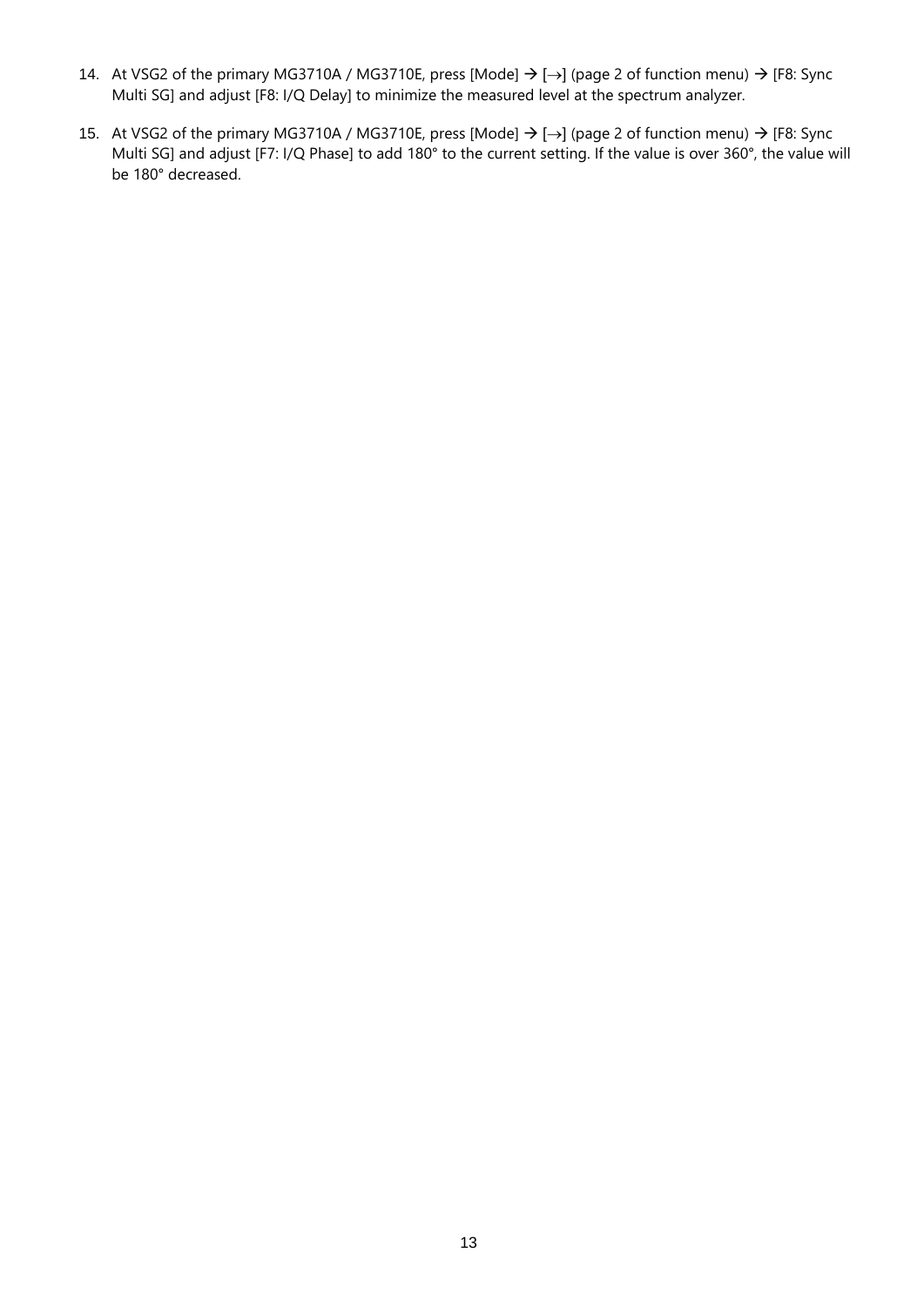14. At VSG2 of the primary MG3710A / MG3710E, press [Mode] → [→] (page 2 of function menu) → [F8: Sync Multi SG] and adjust [F8: I/Q Delay] to minimize the measured level at the spectrum analyzer.

15. At VSG2 of the primary MG3710A / MG3710E, press [Mode] → [→] (page 2 of function menu) → [F8: Sync Multi SG] and adjust [F7: I/Q Phase] to add 180° to the current setting. If the value is over 360°, the value will be 180° decreased.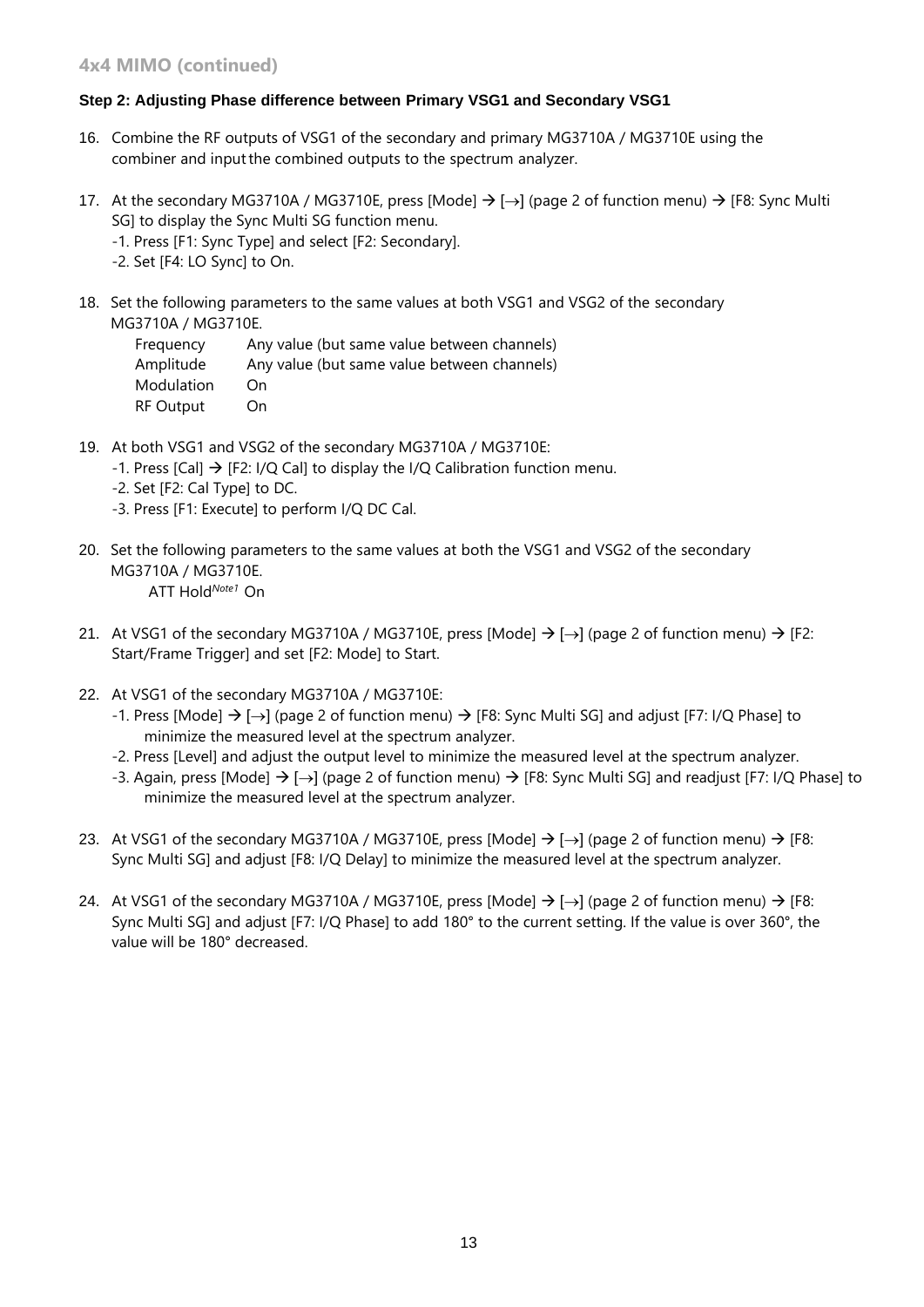## 4x4 MIMO (continued)

### Step 2: Adjusting Phase difference between Primary VSG1 and Secondary VSG1

16. Combine the RF outputs of VSG1 of the secondary and primary MG3710A / MG3710E using the combiner and input the combined outputs to the spectrum analyzer.

17. At the secondary MG3710A / MG3710E, press [Mode] → [→] (page 2 of function menu) → [F8: Sync Multi SG] to display the Sync Multi SG function menu.
    -1. Press [F1: Sync Type] and select [F2: Secondary].
    -2. Set [F4: LO Sync] to On.

18. Set the following parameters to the same values at both VSG1 and VSG2 of the secondary MG3710A / MG3710E.

    | | |
    |---|---|
    | Frequency | Any value (but same value between channels) |
    | Amplitude | Any value (but same value between channels) |
    | Modulation | On |
    | RF Output | On |

19. At both VSG1 and VSG2 of the secondary MG3710A / MG3710E:
    -1. Press [Cal] → [F2: I/Q Cal] to display the I/Q Calibration function menu.
    -2. Set [F2: Cal Type] to DC.
    -3. Press [F1: Execute] to perform I/Q DC Cal.

20. Set the following parameters to the same values at both the VSG1 and VSG2 of the secondary MG3710A / MG3710E.
    ATT Hold[Note1] On

21. At VSG1 of the secondary MG3710A / MG3710E, press [Mode] → [→] (page 2 of function menu) → [F2: Start/Frame Trigger] and set [F2: Mode] to Start.

22. At VSG1 of the secondary MG3710A / MG3710E:
    -1. Press [Mode] → [→] (page 2 of function menu) → [F8: Sync Multi SG] and adjust [F7: I/Q Phase] to minimize the measured level at the spectrum analyzer.
    -2. Press [Level] and adjust the output level to minimize the measured level at the spectrum analyzer.
    -3. Again, press [Mode] → [→] (page 2 of function menu) → [F8: Sync Multi SG] and readjust [F7: I/Q Phase] to minimize the measured level at the spectrum analyzer.

23. At VSG1 of the secondary MG3710A / MG3710E, press [Mode] → [→] (page 2 of function menu) → [F8: Sync Multi SG] and adjust [F8: I/Q Delay] to minimize the measured level at the spectrum analyzer.

24. At VSG1 of the secondary MG3710A / MG3710E, press [Mode] → [→] (page 2 of function menu) → [F8: Sync Multi SG] and adjust [F7: I/Q Phase] to add 180° to the current setting. If the value is over 360°, the value will be 180° decreased.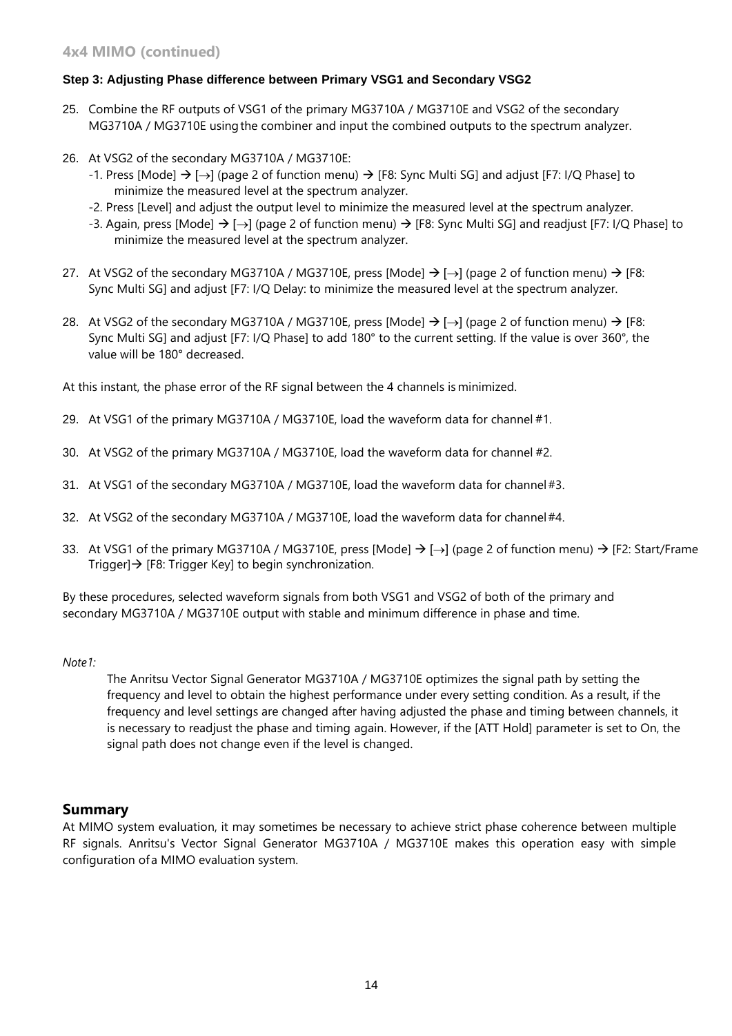## 4x4 MIMO (continued)

### Step 3: Adjusting Phase difference between Primary VSG1 and Secondary VSG2

25. Combine the RF outputs of VSG1 of the primary MG3710A / MG3710E and VSG2 of the secondary MG3710A / MG3710E using the combiner and input the combined outputs to the spectrum analyzer.

26. At VSG2 of the secondary MG3710A / MG3710E:
    -1. Press [Mode] → [→] (page 2 of function menu) → [F8: Sync Multi SG] and adjust [F7: I/Q Phase] to minimize the measured level at the spectrum analyzer.
    -2. Press [Level] and adjust the output level to minimize the measured level at the spectrum analyzer.
    -3. Again, press [Mode] → [→] (page 2 of function menu) → [F8: Sync Multi SG] and readjust [F7: I/Q Phase] to minimize the measured level at the spectrum analyzer.

27. At VSG2 of the secondary MG3710A / MG3710E, press [Mode] → [→] (page 2 of function menu) → [F8: Sync Multi SG] and adjust [F7: I/Q Delay: to minimize the measured level at the spectrum analyzer.

28. At VSG2 of the secondary MG3710A / MG3710E, press [Mode] → [→] (page 2 of function menu) → [F8: Sync Multi SG] and adjust [F7: I/Q Phase] to add 180° to the current setting. If the value is over 360°, the value will be 180° decreased.

At this instant, the phase error of the RF signal between the 4 channels is minimized.

29. At VSG1 of the primary MG3710A / MG3710E, load the waveform data for channel #1.

30. At VSG2 of the primary MG3710A / MG3710E, load the waveform data for channel #2.

31. At VSG1 of the secondary MG3710A / MG3710E, load the waveform data for channel #3.

32. At VSG2 of the secondary MG3710A / MG3710E, load the waveform data for channel #4.

33. At VSG1 of the primary MG3710A / MG3710E, press [Mode] → [→] (page 2 of function menu) → [F2: Start/Frame Trigger]→ [F8: Trigger Key] to begin synchronization.

By these procedures, selected waveform signals from both VSG1 and VSG2 of both of the primary and secondary MG3710A / MG3710E output with stable and minimum difference in phase and time.

*Note1:*

The Anritsu Vector Signal Generator MG3710A / MG3710E optimizes the signal path by setting the frequency and level to obtain the highest performance under every setting condition. As a result, if the frequency and level settings are changed after having adjusted the phase and timing between channels, it is necessary to readjust the phase and timing again. However, if the [ATT Hold] parameter is set to On, the signal path does not change even if the level is changed.

## Summary

At MIMO system evaluation, it may sometimes be necessary to achieve strict phase coherence between multiple RF signals. Anritsu's Vector Signal Generator MG3710A / MG3710E makes this operation easy with simple configuration of a MIMO evaluation system.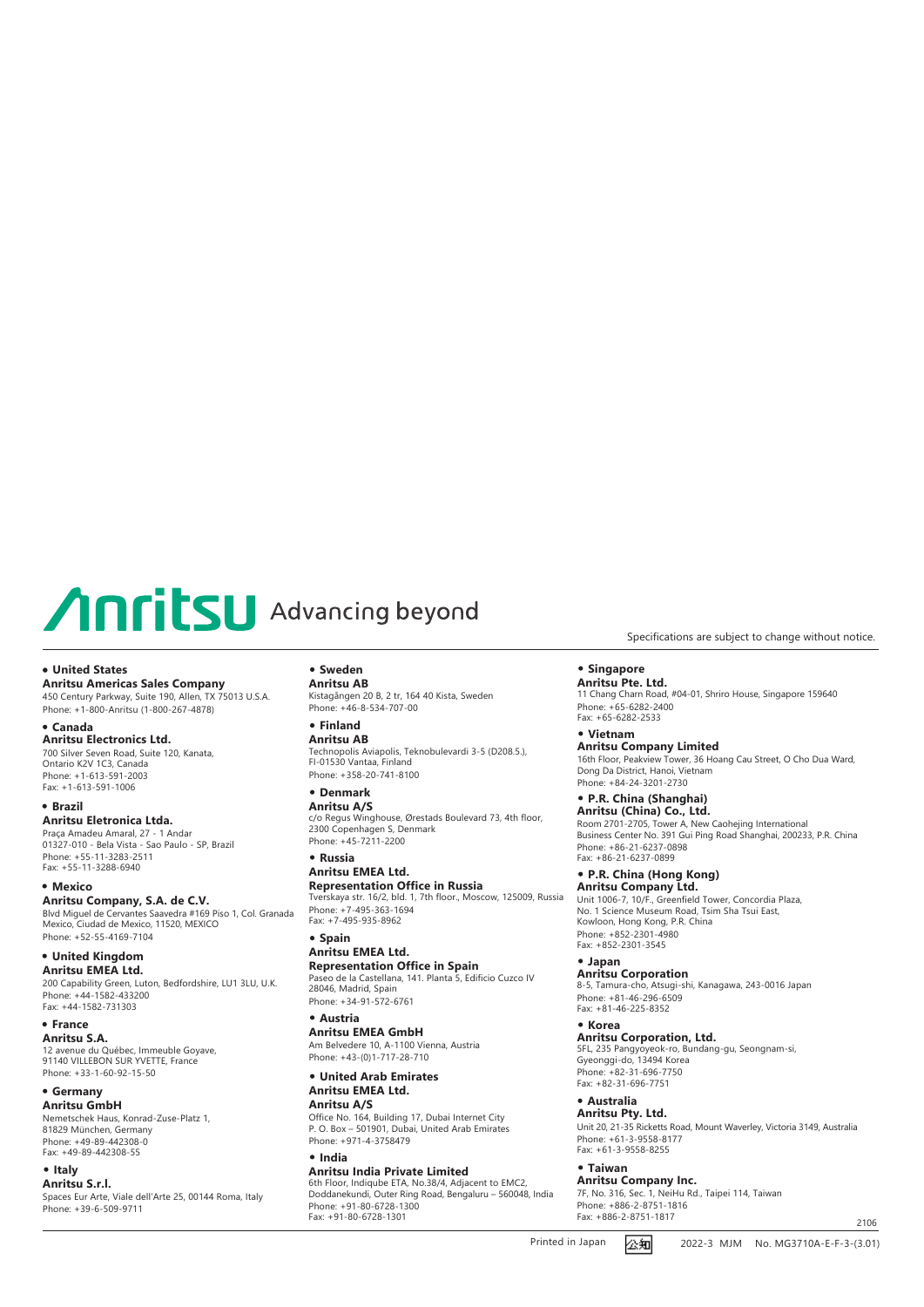Anritsu Advancing beyond

Specifications are subject to change without notice.

**• United States**
**Anritsu Americas Sales Company**
450 Century Parkway, Suite 190, Allen, TX 75013 U.S.A.
Phone: +1-800-Anritsu (1-800-267-4878)

**• Canada**
**Anritsu Electronics Ltd.**
700 Silver Seven Road, Suite 120, Kanata,
Ontario K2V 1C3, Canada
Phone: +1-613-591-2003
Fax: +1-613-591-1006

**• Brazil**
**Anritsu Eletronica Ltda.**
Praça Amadeu Amaral, 27 - 1 Andar
01327-010 - Bela Vista - Sao Paulo - SP, Brazil
Phone: +55-11-3283-2511
Fax: +55-11-3288-6940

**• Mexico**
**Anritsu Company, S.A. de C.V.**
Blvd Miguel de Cervantes Saavedra #169 Piso 1, Col. Granada
Mexico, Ciudad de Mexico, 11520, MEXICO
Phone: +52-55-4169-7104

**• United Kingdom**
**Anritsu EMEA Ltd.**
200 Capability Green, Luton, Bedfordshire, LU1 3LU, U.K.
Phone: +44-1582-433200
Fax: +44-1582-731303

**• France**
**Anritsu S.A.**
12 avenue du Québec, Immeuble Goyave,
91140 VILLEBON SUR YVETTE, France
Phone: +33-1-60-92-15-50

**• Germany**
**Anritsu GmbH**
Nemetschek Haus, Konrad-Zuse-Platz 1,
81829 München, Germany
Phone: +49-89-442308-0
Fax: +49-89-442308-55

**• Italy**
**Anritsu S.r.l.**
Spaces Eur Arte, Viale dell'Arte 25, 00144 Roma, Italy
Phone: +39-6-509-9711

**• Sweden**
**Anritsu AB**
Kistagången 20 B, 2 tr, 164 40 Kista, Sweden
Phone: +46-8-534-707-00

**• Finland**
**Anritsu AB**
Technopolis Aviapolis, Teknobulevardi 3-5 (D208.5.),
FI-01530 Vantaa, Finland
Phone: +358-20-741-8100

**• Denmark**
**Anritsu A/S**
c/o Regus Winghouse, Ørestads Boulevard 73, 4th floor,
2300 Copenhagen S, Denmark
Phone: +45-7211-2200

**• Russia**
**Anritsu EMEA Ltd.**
**Representation Office in Russia**
Tverskaya str. 16/2, bld. 1, 7th floor., Moscow, 125009, Russia
Phone: +7-495-363-1694
Fax: +7-495-935-8962

**• Spain**
**Anritsu EMEA Ltd.**
**Representation Office in Spain**
Paseo de la Castellana, 141. Planta 5, Edificio Cuzco IV
28046, Madrid, Spain
Phone: +34-91-572-6761

**• Austria**
**Anritsu EMEA GmbH**
Am Belvedere 10, A-1100 Vienna, Austria
Phone: +43-(0)1-717-28-710

**• United Arab Emirates**
**Anritsu EMEA Ltd.**
**Anritsu A/S**
Office No. 164, Building 17, Dubai Internet City
P. O. Box – 501901, Dubai, United Arab Emirates
Phone: +971-4-3758479

**• India**
**Anritsu India Private Limited**
6th Floor, Indiqube ETA, No.38/4, Adjacent to EMC2,
Doddanekundi, Outer Ring Road, Bengaluru – 560048, India
Phone: +91-80-6728-1300
Fax: +91-80-6728-1301

**• Singapore**
**Anritsu Pte. Ltd.**
11 Chang Charn Road, #04-01, Shriro House, Singapore 159640
Phone: +65-6282-2400
Fax: +65-6282-2533

**• Vietnam**
**Anritsu Company Limited**
16th Floor, Peakview Tower, 36 Hoang Cau Street, O Cho Dua Ward,
Dong Da District, Hanoi, Vietnam
Phone: +84-24-3201-2730

**• P.R. China (Shanghai)**
**Anritsu (China) Co., Ltd.**
Room 2701-2705, Tower A, New Caohejing International
Business Center No. 391 Gui Ping Road Shanghai, 200233, P.R. China
Phone: +86-21-6237-0898
Fax: +86-21-6237-0899

**• P.R. China (Hong Kong)**
**Anritsu Company Ltd.**
Unit 1006-7, 10/F., Greenfield Tower, Concordia Plaza,
No. 1 Science Museum Road, Tsim Sha Tsui East,
Kowloon, Hong Kong, P.R. China
Phone: +852-2301-4980
Fax: +852-2301-3545

**• Japan**
**Anritsu Corporation**
8-5, Tamura-cho, Atsugi-shi, Kanagawa, 243-0016 Japan
Phone: +81-46-296-6509
Fax: +81-46-225-8352

**• Korea**
**Anritsu Corporation, Ltd.**
5FL, 235 Pangyoyeok-ro, Bundang-gu, Seongnam-si,
Gyeonggi-do, 13494 Korea
Phone: +82-31-696-7750
Fax: +82-31-696-7751

**• Australia**
**Anritsu Pty. Ltd.**
Unit 20, 21-35 Ricketts Road, Mount Waverley, Victoria 3149, Australia
Phone: +61-3-9558-8177
Fax: +61-3-9558-8255

**• Taiwan**
**Anritsu Company Inc.**
7F, No. 316, Sec. 1, NeiHu Rd., Taipei 114, Taiwan
Phone: +886-2-8751-1816
Fax: +886-2-8751-1817

2106

Printed in Japan 公知 2022-3 MJM No. MG3710A-E-F-3-(3.01)